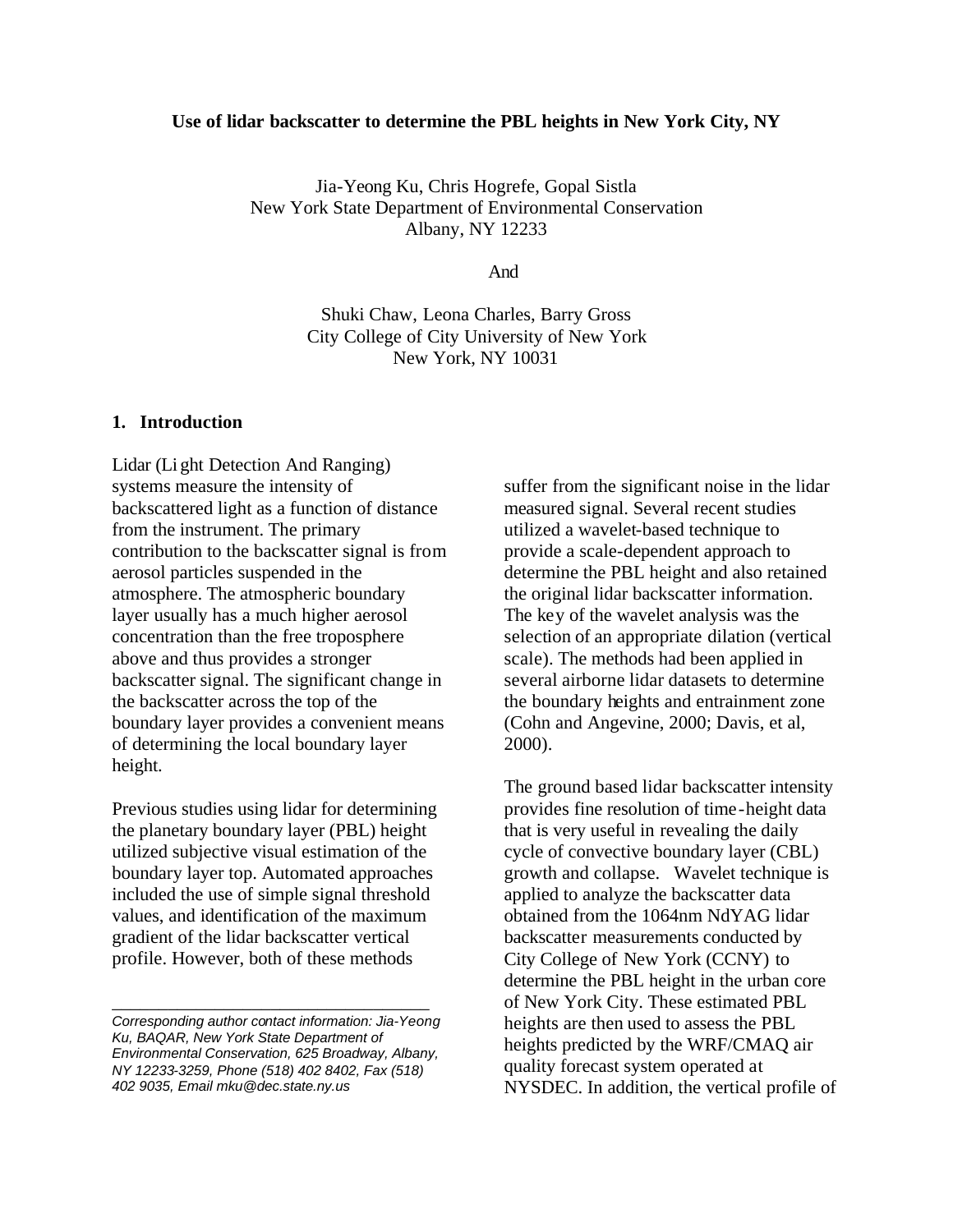**Use of lidar backscatter to determine the PBL heights in New York City, NY**

Jia-Yeong Ku, Chris Hogrefe, Gopal Sistla
New York State Department of Environmental Conservation
Albany, NY 12233

And

Shuki Chaw, Leona Charles, Barry Gross
City College of City University of New York
New York, NY 10031

## 1. Introduction

Lidar (Light Detection And Ranging) systems measure the intensity of backscattered light as a function of distance from the instrument. The primary contribution to the backscatter signal is from aerosol particles suspended in the atmosphere. The atmospheric boundary layer usually has a much higher aerosol concentration than the free troposphere above and thus provides a stronger backscatter signal. The significant change in the backscatter across the top of the boundary layer provides a convenient means of determining the local boundary layer height.

Previous studies using lidar for determining the planetary boundary layer (PBL) height utilized subjective visual estimation of the boundary layer top. Automated approaches included the use of simple signal threshold values, and identification of the maximum gradient of the lidar backscatter vertical profile. However, both of these methods suffer from the significant noise in the lidar measured signal. Several recent studies utilized a wavelet-based technique to provide a scale-dependent approach to determine the PBL height and also retained the original lidar backscatter information. The key of the wavelet analysis was the selection of an appropriate dilation (vertical scale). The methods had been applied in several airborne lidar datasets to determine the boundary heights and entrainment zone (Cohn and Angevine, 2000; Davis, et al, 2000).

The ground based lidar backscatter intensity provides fine resolution of time-height data that is very useful in revealing the daily cycle of convective boundary layer (CBL) growth and collapse. Wavelet technique is applied to analyze the backscatter data obtained from the 1064nm NdYAG lidar backscatter measurements conducted by City College of New York (CCNY) to determine the PBL height in the urban core of New York City. These estimated PBL heights are then used to assess the PBL heights predicted by the WRF/CMAQ air quality forecast system operated at NYSDEC. In addition, the vertical profile of

---

*Corresponding author contact information: Jia-Yeong Ku, BAQAR, New York State Department of Environmental Conservation, 625 Broadway, Albany, NY 12233-3259, Phone (518) 402 8402, Fax (518) 402 9035, Email mku@dec.state.ny.us*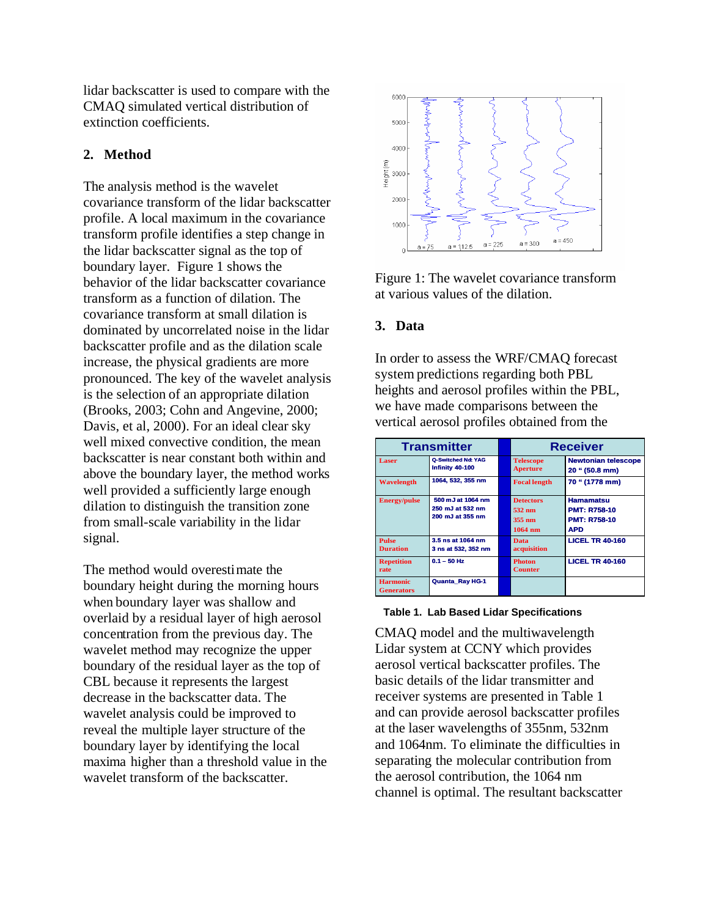lidar backscatter is used to compare with the CMAQ simulated vertical distribution of extinction coefficients.

## 2. Method

The analysis method is the wavelet covariance transform of the lidar backscatter profile. A local maximum in the covariance transform profile identifies a step change in the lidar backscatter signal as the top of boundary layer. Figure 1 shows the behavior of the lidar backscatter covariance transform as a function of dilation. The covariance transform at small dilation is dominated by uncorrelated noise in the lidar backscatter profile and as the dilation scale increase, the physical gradients are more pronounced. The key of the wavelet analysis is the selection of an appropriate dilation (Brooks, 2003; Cohn and Angevine, 2000; Davis, et al, 2000). For an ideal clear sky well mixed convective condition, the mean backscatter is near constant both within and above the boundary layer, the method works well provided a sufficiently large enough dilation to distinguish the transition zone from small-scale variability in the lidar signal.

The method would overestimate the boundary height during the morning hours when boundary layer was shallow and overlaid by a residual layer of high aerosol concentration from the previous day. The wavelet method may recognize the upper boundary of the residual layer as the top of CBL because it represents the largest decrease in the backscatter data. The wavelet analysis could be improved to reveal the multiple layer structure of the boundary layer by identifying the local maxima higher than a threshold value in the wavelet transform of the backscatter.

Figure 1: The wavelet covariance transform at various values of the dilation.

## 3. Data

In order to assess the WRF/CMAQ forecast system predictions regarding both PBL heights and aerosol profiles within the PBL, we have made comparisons between the vertical aerosol profiles obtained from the CMAQ model and the multiwavelength Lidar system at CCNY which provides aerosol vertical backscatter profiles. The basic details of the lidar transmitter and receiver systems are presented in Table 1 and can provide aerosol backscatter profiles at the laser wavelengths of 355nm, 532nm and 1064nm. To eliminate the difficulties in separating the molecular contribution from the aerosol contribution, the 1064 nm channel is optimal. The resultant backscatter

| **Transmitter** | | **Receiver** | |
|---|---|---|---|
| Laser | Q-Switched Nd: YAG Infinity 40-100 | Telescope Aperture | Newtonian telescope 20 " (50.8 mm) |
| Wavelength | 1064, 532, 355 nm | Focal length | 70 " (1778 mm) |
| Energy/pulse | 500 mJ at 1064 nm<br>250 mJ at 532 nm<br>200 mJ at 355 nm | Detectors<br>532 nm<br>355 nm<br>1064 nm | Hamamatsu<br>PMT: R758-10<br>PMT: R758-10<br>APD |
| Pulse Duration | 3.5 ns at 1064 nm<br>3 ns at 532, 352 nm | Data acquisition | LICEL TR 40-160 |
| Repetition rate | 0.1 – 50 Hz | Photon Counter | LICEL TR 40-160 |
| Harmonic Generators | Quanta_Ray HG-1 | | |

**Table 1. Lab Based Lidar Specifications**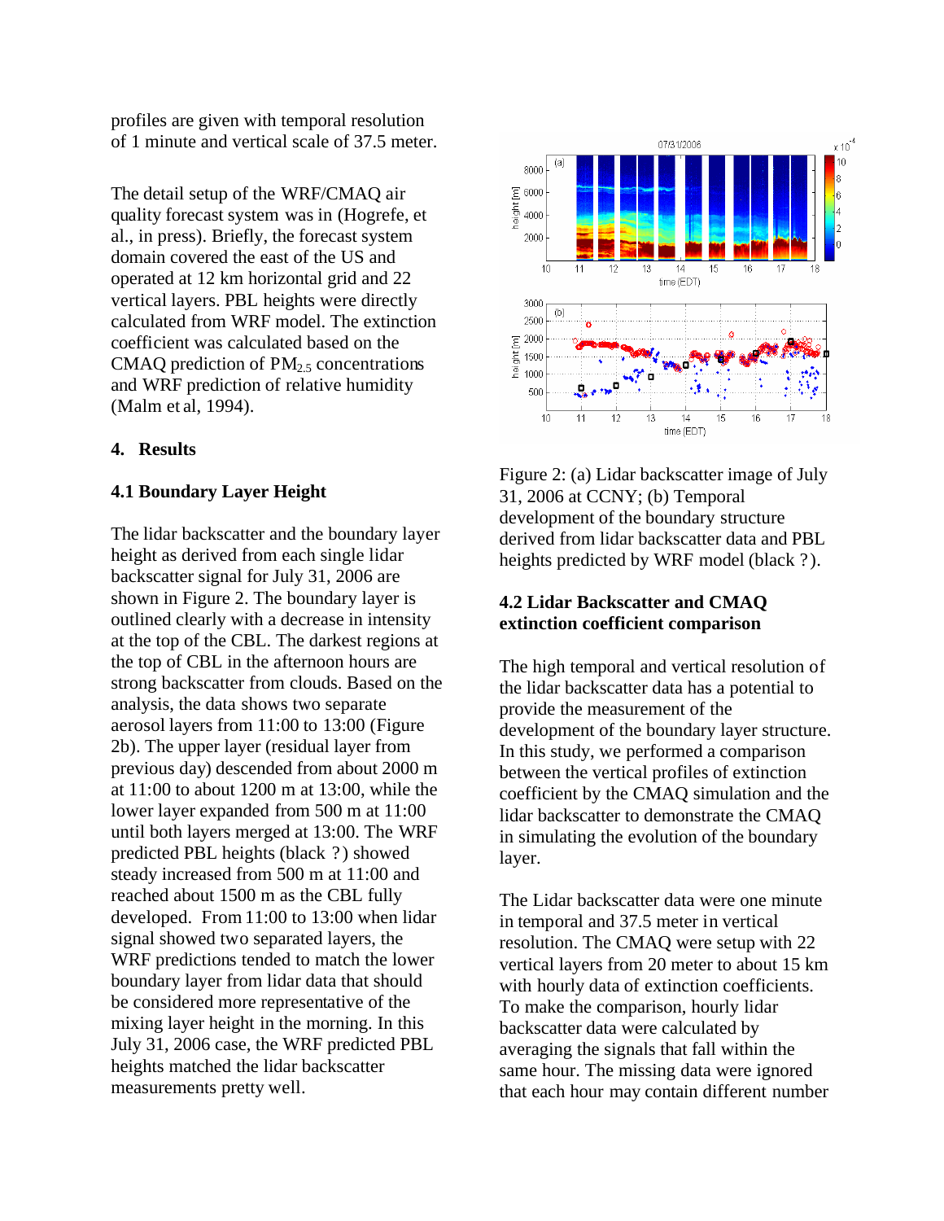profiles are given with temporal resolution of 1 minute and vertical scale of 37.5 meter.

The detail setup of the WRF/CMAQ air quality forecast system was in (Hogrefe, et al., in press). Briefly, the forecast system domain covered the east of the US and operated at 12 km horizontal grid and 22 vertical layers. PBL heights were directly calculated from WRF model. The extinction coefficient was calculated based on the CMAQ prediction of $PM_{2.5}$ concentrations and WRF prediction of relative humidity (Malm et al, 1994).

## 4. Results

### 4.1 Boundary Layer Height

The lidar backscatter and the boundary layer height as derived from each single lidar backscatter signal for July 31, 2006 are shown in Figure 2. The boundary layer is outlined clearly with a decrease in intensity at the top of the CBL. The darkest regions at the top of CBL in the afternoon hours are strong backscatter from clouds. Based on the analysis, the data shows two separate aerosol layers from 11:00 to 13:00 (Figure 2b). The upper layer (residual layer from previous day) descended from about 2000 m at 11:00 to about 1200 m at 13:00, while the lower layer expanded from 500 m at 11:00 until both layers merged at 13:00. The WRF predicted PBL heights (black ?) showed steady increased from 500 m at 11:00 and reached about 1500 m as the CBL fully developed. From 11:00 to 13:00 when lidar signal showed two separated layers, the WRF predictions tended to match the lower boundary layer from lidar data that should be considered more representative of the mixing layer height in the morning. In this July 31, 2006 case, the WRF predicted PBL heights matched the lidar backscatter measurements pretty well.

Figure 2: (a) Lidar backscatter image of July 31, 2006 at CCNY; (b) Temporal development of the boundary structure derived from lidar backscatter data and PBL heights predicted by WRF model (black ?).

### 4.2 Lidar Backscatter and CMAQ extinction coefficient comparison

The high temporal and vertical resolution of the lidar backscatter data has a potential to provide the measurement of the development of the boundary layer structure. In this study, we performed a comparison between the vertical profiles of extinction coefficient by the CMAQ simulation and the lidar backscatter to demonstrate the CMAQ in simulating the evolution of the boundary layer.

The Lidar backscatter data were one minute in temporal and 37.5 meter in vertical resolution. The CMAQ were setup with 22 vertical layers from 20 meter to about 15 km with hourly data of extinction coefficients. To make the comparison, hourly lidar backscatter data were calculated by averaging the signals that fall within the same hour. The missing data were ignored that each hour may contain different number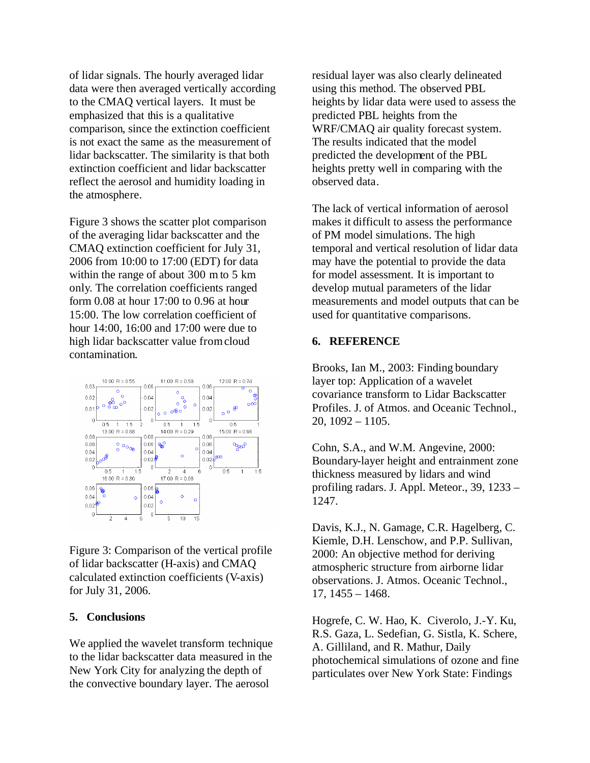of lidar signals. The hourly averaged lidar data were then averaged vertically according to the CMAQ vertical layers. It must be emphasized that this is a qualitative comparison, since the extinction coefficient is not exact the same as the measurement of lidar backscatter. The similarity is that both extinction coefficient and lidar backscatter reflect the aerosol and humidity loading in the atmosphere.

Figure 3 shows the scatter plot comparison of the averaging lidar backscatter and the CMAQ extinction coefficient for July 31, 2006 from 10:00 to 17:00 (EDT) for data within the range of about 300 m to 5 km only. The correlation coefficients ranged form 0.08 at hour 17:00 to 0.96 at hour 15:00. The low correlation coefficient of hour 14:00, 16:00 and 17:00 were due to high lidar backscatter value from cloud contamination.

Figure 3: Comparison of the vertical profile of lidar backscatter (H-axis) and CMAQ calculated extinction coefficients (V-axis) for July 31, 2006.

## 5. Conclusions

We applied the wavelet transform technique to the lidar backscatter data measured in the New York City for analyzing the depth of the convective boundary layer. The aerosol residual layer was also clearly delineated using this method. The observed PBL heights by lidar data were used to assess the predicted PBL heights from the WRF/CMAQ air quality forecast system. The results indicated that the model predicted the development of the PBL heights pretty well in comparing with the observed data.

The lack of vertical information of aerosol makes it difficult to assess the performance of PM model simulations. The high temporal and vertical resolution of lidar data may have the potential to provide the data for model assessment. It is important to develop mutual parameters of the lidar measurements and model outputs that can be used for quantitative comparisons.

## 6. REFERENCE

Brooks, Ian M., 2003: Finding boundary layer top: Application of a wavelet covariance transform to Lidar Backscatter Profiles. J. of Atmos. and Oceanic Technol., 20, 1092 – 1105.

Cohn, S.A., and W.M. Angevine, 2000: Boundary-layer height and entrainment zone thickness measured by lidars and wind profiling radars. J. Appl. Meteor., 39, 1233 – 1247.

Davis, K.J., N. Gamage, C.R. Hagelberg, C. Kiemle, D.H. Lenschow, and P.P. Sullivan, 2000: An objective method for deriving atmospheric structure from airborne lidar observations. J. Atmos. Oceanic Technol., 17, 1455 – 1468.

Hogrefe, C. W. Hao, K. Civerolo, J.-Y. Ku, R.S. Gaza, L. Sedefian, G. Sistla, K. Schere, A. Gilliland, and R. Mathur, Daily photochemical simulations of ozone and fine particulates over New York State: Findings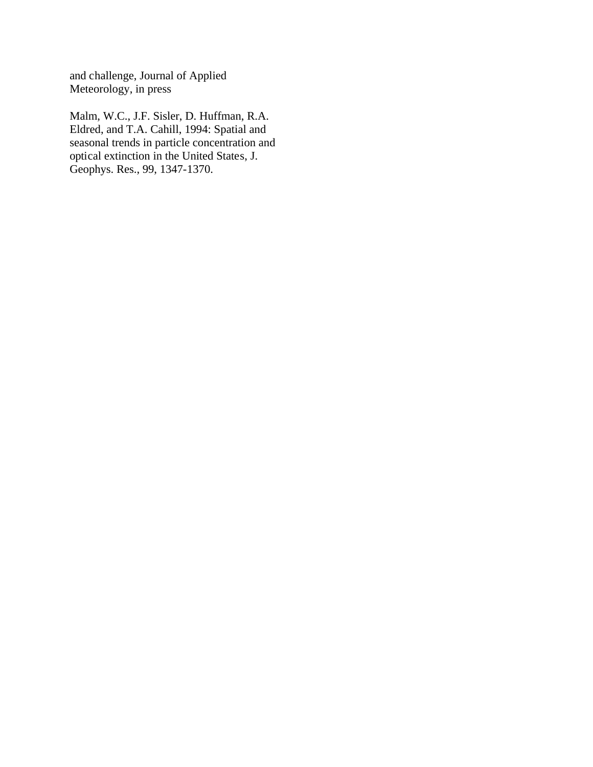and challenge, Journal of Applied Meteorology, in press

Malm, W.C., J.F. Sisler, D. Huffman, R.A. Eldred, and T.A. Cahill, 1994: Spatial and seasonal trends in particle concentration and optical extinction in the United States, J. Geophys. Res., 99, 1347-1370.